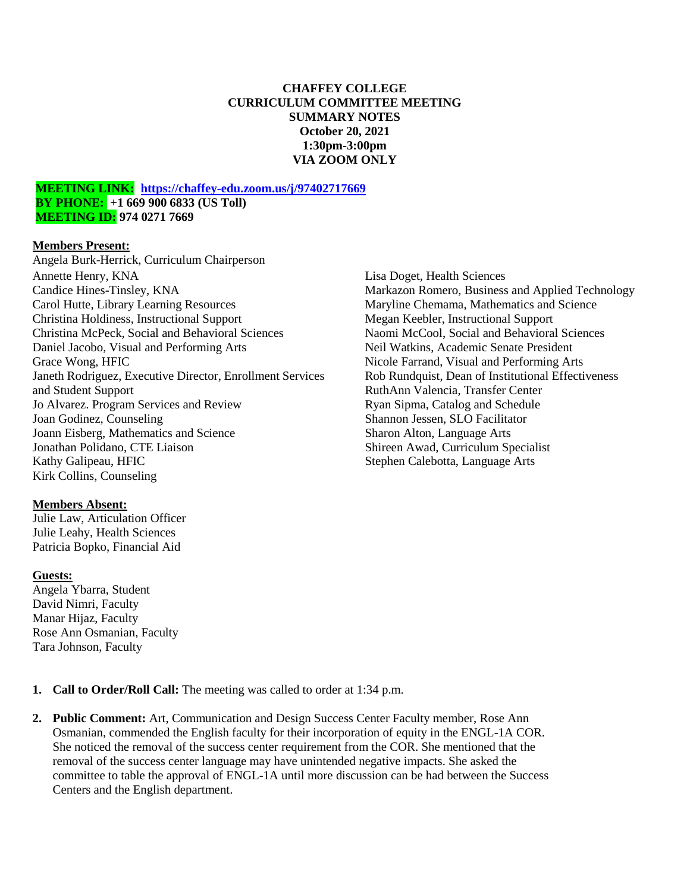**CHAFFEY COLLEGE**
**CURRICULUM COMMITTEE MEETING**
**SUMMARY NOTES**
**October 20, 2021**
**1:30pm-3:00pm**
**VIA ZOOM ONLY**

**MEETING LINK:** **https://chaffey-edu.zoom.us/j/97402717669**
**BY PHONE:** **+1 669 900 6833 (US Toll)**
**MEETING ID: 974 0271 7669**

**Members Present:**

Angela Burk-Herrick, Curriculum Chairperson
Annette Henry, KNA
Candice Hines-Tinsley, KNA
Carol Hutte, Library Learning Resources
Christina Holdiness, Instructional Support
Christina McPeck, Social and Behavioral Sciences
Daniel Jacobo, Visual and Performing Arts
Grace Wong, HFIC
Janeth Rodriguez, Executive Director, Enrollment Services and Student Support
Jo Alvarez. Program Services and Review
Joan Godinez, Counseling
Joann Eisberg, Mathematics and Science
Jonathan Polidano, CTE Liaison
Kathy Galipeau, HFIC
Kirk Collins, Counseling
Lisa Doget, Health Sciences
Markazon Romero, Business and Applied Technology
Maryline Chemama, Mathematics and Science
Megan Keebler, Instructional Support
Naomi McCool, Social and Behavioral Sciences
Neil Watkins, Academic Senate President
Nicole Farrand, Visual and Performing Arts
Rob Rundquist, Dean of Institutional Effectiveness
RuthAnn Valencia, Transfer Center
Ryan Sipma, Catalog and Schedule
Shannon Jessen, SLO Facilitator
Sharon Alton, Language Arts
Shireen Awad, Curriculum Specialist
Stephen Calebotta, Language Arts

**Members Absent:**

Julie Law, Articulation Officer
Julie Leahy, Health Sciences
Patricia Bopko, Financial Aid

**Guests:**

Angela Ybarra, Student
David Nimri, Faculty
Manar Hijaz, Faculty
Rose Ann Osmanian, Faculty
Tara Johnson, Faculty

1. **Call to Order/Roll Call:** The meeting was called to order at 1:34 p.m.

2. **Public Comment:** Art, Communication and Design Success Center Faculty member, Rose Ann Osmanian, commended the English faculty for their incorporation of equity in the ENGL-1A COR. She noticed the removal of the success center requirement from the COR. She mentioned that the removal of the success center language may have unintended negative impacts. She asked the committee to table the approval of ENGL-1A until more discussion can be had between the Success Centers and the English department.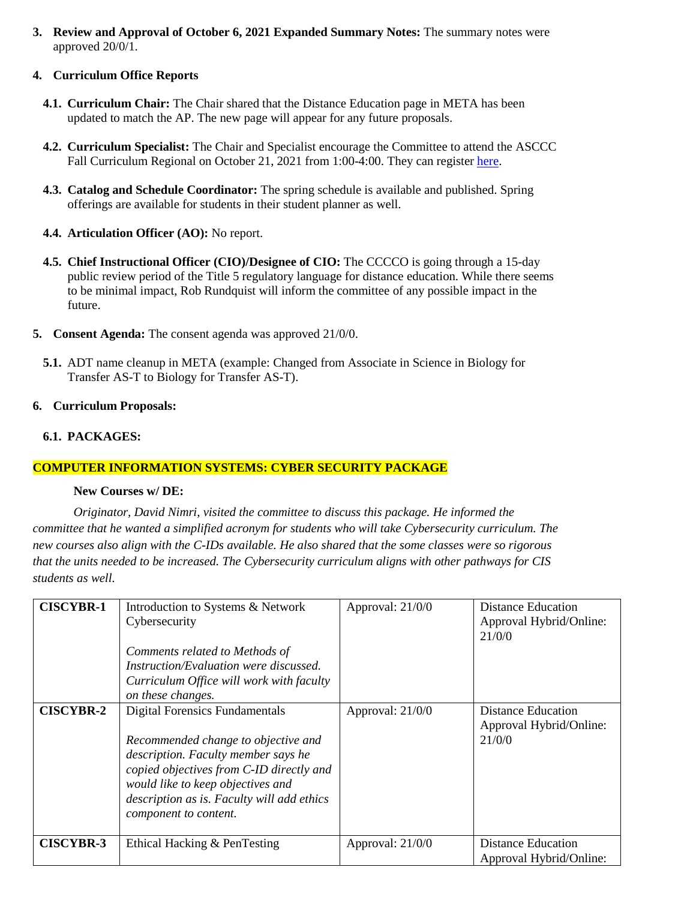3. **Review and Approval of October 6, 2021 Expanded Summary Notes:** The summary notes were approved 20/0/1.

4. **Curriculum Office Reports**

   4.1. **Curriculum Chair:** The Chair shared that the Distance Education page in META has been updated to match the AP. The new page will appear for any future proposals.

   4.2. **Curriculum Specialist:** The Chair and Specialist encourage the Committee to attend the ASCCC Fall Curriculum Regional on October 21, 2021 from 1:00-4:00. They can register here.

   4.3. **Catalog and Schedule Coordinator:** The spring schedule is available and published. Spring offerings are available for students in their student planner as well.

   4.4. **Articulation Officer (AO):** No report.

   4.5. **Chief Instructional Officer (CIO)/Designee of CIO:** The CCCCO is going through a 15-day public review period of the Title 5 regulatory language for distance education. While there seems to be minimal impact, Rob Rundquist will inform the committee of any possible impact in the future.

5. **Consent Agenda:** The consent agenda was approved 21/0/0.

   5.1. ADT name cleanup in META (example: Changed from Associate in Science in Biology for Transfer AS-T to Biology for Transfer AS-T).

6. **Curriculum Proposals:**

   6.1. **PACKAGES:**

**COMPUTER INFORMATION SYSTEMS: CYBER SECURITY PACKAGE**

**New Courses w/ DE:**

*Originator, David Nimri, visited the committee to discuss this package. He informed the committee that he wanted a simplified acronym for students who will take Cybersecurity curriculum. The new courses also align with the C-IDs available. He also shared that the some classes were so rigorous that the units needed to be increased. The Cybersecurity curriculum aligns with other pathways for CIS students as well.*

| **CISCYBR-1** | Introduction to Systems & Network Cybersecurity<br><br>*Comments related to Methods of Instruction/Evaluation were discussed. Curriculum Office will work with faculty on these changes.* | Approval: 21/0/0 | Distance Education Approval Hybrid/Online: 21/0/0 |
|---|---|---|---|
| **CISCYBR-2** | Digital Forensics Fundamentals<br><br>*Recommended change to objective and description. Faculty member says he copied objectives from C-ID directly and would like to keep objectives and description as is. Faculty will add ethics component to content.* | Approval: 21/0/0 | Distance Education Approval Hybrid/Online: 21/0/0 |
| **CISCYBR-3** | Ethical Hacking & PenTesting | Approval: 21/0/0 | Distance Education Approval Hybrid/Online: |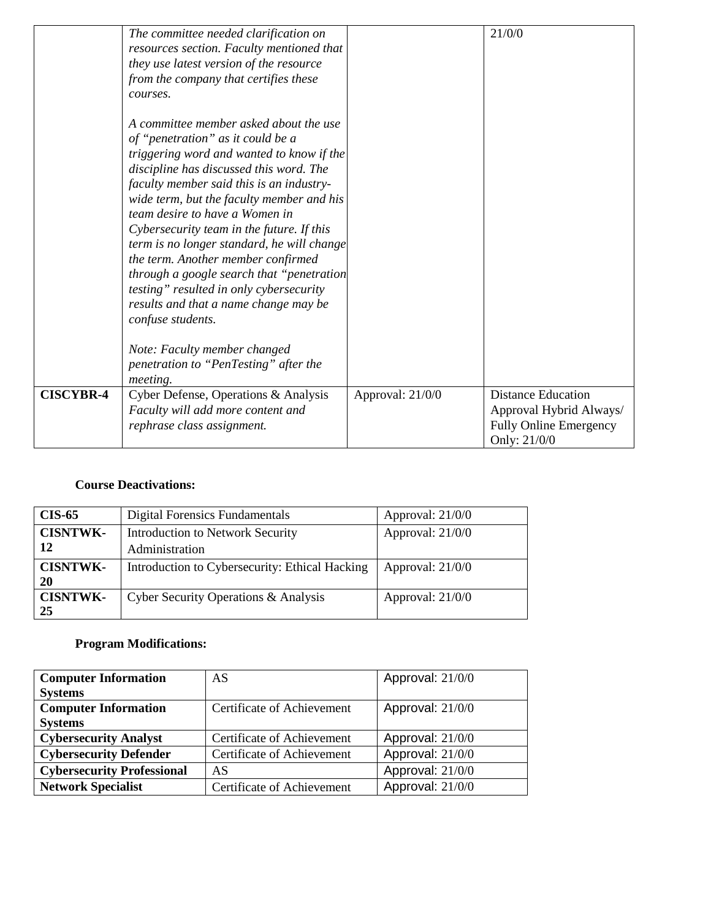| | | | |
|---|---|---|---|
| | *The committee needed clarification on resources section. Faculty mentioned that they use latest version of the resource from the company that certifies these courses.*<br><br>*A committee member asked about the use of "penetration" as it could be a triggering word and wanted to know if the discipline has discussed this word. The faculty member said this is an industry-wide term, but the faculty member and his team desire to have a Women in Cybersecurity team in the future. If this term is no longer standard, he will change the term. Another member confirmed through a google search that "penetration testing" resulted in only cybersecurity results and that a name change may be confuse students.*<br><br>*Note: Faculty member changed penetration to "PenTesting" after the meeting.* | | 21/0/0 |
| **CISCYBR-4** | Cyber Defense, Operations & Analysis<br>*Faculty will add more content and rephrase class assignment.* | Approval: 21/0/0 | Distance Education Approval Hybrid Always/ Fully Online Emergency Only: 21/0/0 |

**Course Deactivations:**

| | | |
|---|---|---|
| **CIS-65** | Digital Forensics Fundamentals | Approval: 21/0/0 |
| **CISNTWK-12** | Introduction to Network Security Administration | Approval: 21/0/0 |
| **CISNTWK-20** | Introduction to Cybersecurity: Ethical Hacking | Approval: 21/0/0 |
| **CISNTWK-25** | Cyber Security Operations & Analysis | Approval: 21/0/0 |

**Program Modifications:**

| | | |
|---|---|---|
| **Computer Information Systems** | AS | Approval: 21/0/0 |
| **Computer Information Systems** | Certificate of Achievement | Approval: 21/0/0 |
| **Cybersecurity Analyst** | Certificate of Achievement | Approval: 21/0/0 |
| **Cybersecurity Defender** | Certificate of Achievement | Approval: 21/0/0 |
| **Cybersecurity Professional** | AS | Approval: 21/0/0 |
| **Network Specialist** | Certificate of Achievement | Approval: 21/0/0 |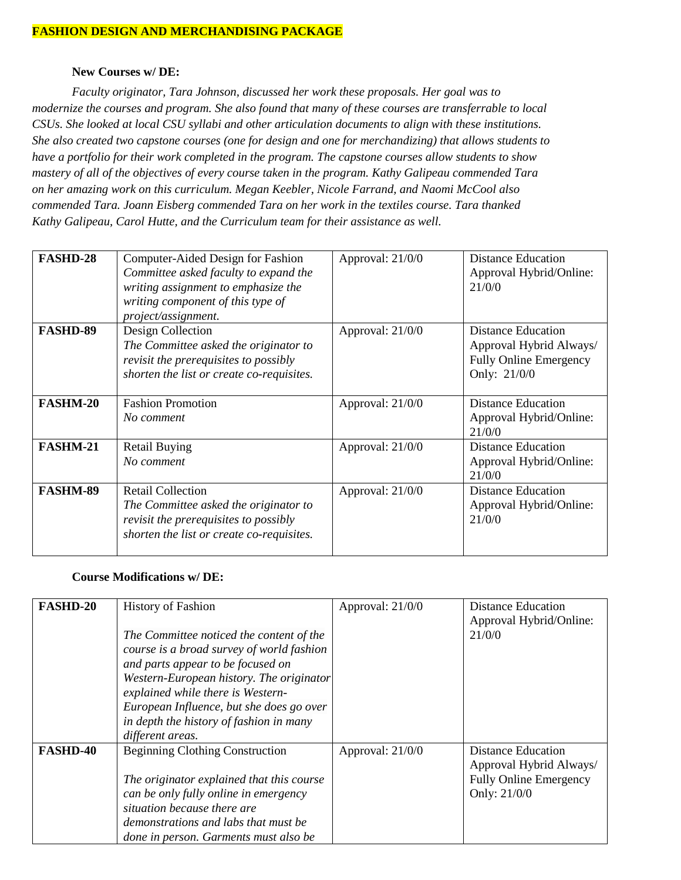**FASHION DESIGN AND MERCHANDISING PACKAGE**

**New Courses w/ DE:**

*Faculty originator, Tara Johnson, discussed her work these proposals. Her goal was to modernize the courses and program. She also found that many of these courses are transferrable to local CSUs. She looked at local CSU syllabi and other articulation documents to align with these institutions. She also created two capstone courses (one for design and one for merchandizing) that allows students to have a portfolio for their work completed in the program. The capstone courses allow students to show mastery of all of the objectives of every course taken in the program. Kathy Galipeau commended Tara on her amazing work on this curriculum. Megan Keebler, Nicole Farrand, and Naomi McCool also commended Tara. Joann Eisberg commended Tara on her work in the textiles course. Tara thanked Kathy Galipeau, Carol Hutte, and the Curriculum team for their assistance as well.*

| | | | |
|---|---|---|---|
| **FASHD-28** | Computer-Aided Design for Fashion *Committee asked faculty to expand the writing assignment to emphasize the writing component of this type of project/assignment.* | Approval: 21/0/0 | Distance Education Approval Hybrid/Online: 21/0/0 |
| **FASHD-89** | Design Collection *The Committee asked the originator to revisit the prerequisites to possibly shorten the list or create co-requisites.* | Approval: 21/0/0 | Distance Education Approval Hybrid Always/ Fully Online Emergency Only: 21/0/0 |
| **FASHM-20** | Fashion Promotion *No comment* | Approval: 21/0/0 | Distance Education Approval Hybrid/Online: 21/0/0 |
| **FASHM-21** | Retail Buying *No comment* | Approval: 21/0/0 | Distance Education Approval Hybrid/Online: 21/0/0 |
| **FASHM-89** | Retail Collection *The Committee asked the originator to revisit the prerequisites to possibly shorten the list or create co-requisites.* | Approval: 21/0/0 | Distance Education Approval Hybrid/Online: 21/0/0 |

**Course Modifications w/ DE:**

| | | | |
|---|---|---|---|
| **FASHD-20** | History of Fashion *The Committee noticed the content of the course is a broad survey of world fashion and parts appear to be focused on Western-European history. The originator explained while there is Western-European Influence, but she does go over in depth the history of fashion in many different areas.* | Approval: 21/0/0 | Distance Education Approval Hybrid/Online: 21/0/0 |
| **FASHD-40** | Beginning Clothing Construction *The originator explained that this course can be only fully online in emergency situation because there are demonstrations and labs that must be done in person. Garments must also be* | Approval: 21/0/0 | Distance Education Approval Hybrid Always/ Fully Online Emergency Only: 21/0/0 |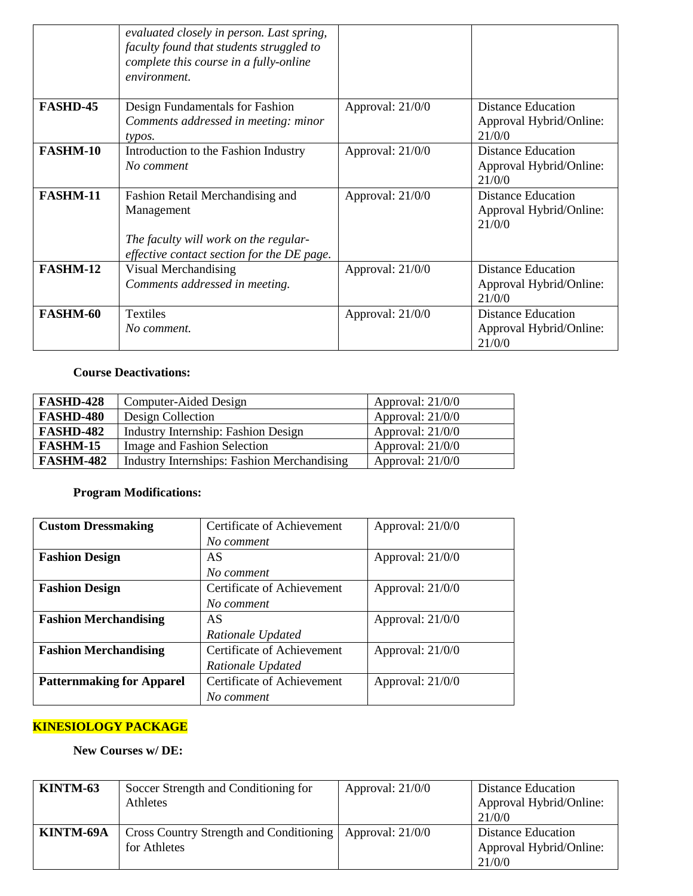| | | | |
|---|---|---|---|
| | *evaluated closely in person. Last spring, faculty found that students struggled to complete this course in a fully-online environment.* | | |
| **FASHD-45** | Design Fundamentals for Fashion *Comments addressed in meeting: minor typos.* | Approval: 21/0/0 | Distance Education Approval Hybrid/Online: 21/0/0 |
| **FASHM-10** | Introduction to the Fashion Industry *No comment* | Approval: 21/0/0 | Distance Education Approval Hybrid/Online: 21/0/0 |
| **FASHM-11** | Fashion Retail Merchandising and Management *The faculty will work on the regular-effective contact section for the DE page.* | Approval: 21/0/0 | Distance Education Approval Hybrid/Online: 21/0/0 |
| **FASHM-12** | Visual Merchandising *Comments addressed in meeting.* | Approval: 21/0/0 | Distance Education Approval Hybrid/Online: 21/0/0 |
| **FASHM-60** | Textiles *No comment.* | Approval: 21/0/0 | Distance Education Approval Hybrid/Online: 21/0/0 |

**Course Deactivations:**

| | | |
|---|---|---|
| **FASHD-428** | Computer-Aided Design | Approval: 21/0/0 |
| **FASHD-480** | Design Collection | Approval: 21/0/0 |
| **FASHD-482** | Industry Internship: Fashion Design | Approval: 21/0/0 |
| **FASHM-15** | Image and Fashion Selection | Approval: 21/0/0 |
| **FASHM-482** | Industry Internships: Fashion Merchandising | Approval: 21/0/0 |

**Program Modifications:**

| | | |
|---|---|---|
| **Custom Dressmaking** | Certificate of Achievement *No comment* | Approval: 21/0/0 |
| **Fashion Design** | AS *No comment* | Approval: 21/0/0 |
| **Fashion Design** | Certificate of Achievement *No comment* | Approval: 21/0/0 |
| **Fashion Merchandising** | AS *Rationale Updated* | Approval: 21/0/0 |
| **Fashion Merchandising** | Certificate of Achievement *Rationale Updated* | Approval: 21/0/0 |
| **Patternmaking for Apparel** | Certificate of Achievement *No comment* | Approval: 21/0/0 |

**KINESIOLOGY PACKAGE**

**New Courses w/ DE:**

| | | | |
|---|---|---|---|
| **KINTM-63** | Soccer Strength and Conditioning for Athletes | Approval: 21/0/0 | Distance Education Approval Hybrid/Online: 21/0/0 |
| **KINTM-69A** | Cross Country Strength and Conditioning for Athletes | Approval: 21/0/0 | Distance Education Approval Hybrid/Online: 21/0/0 |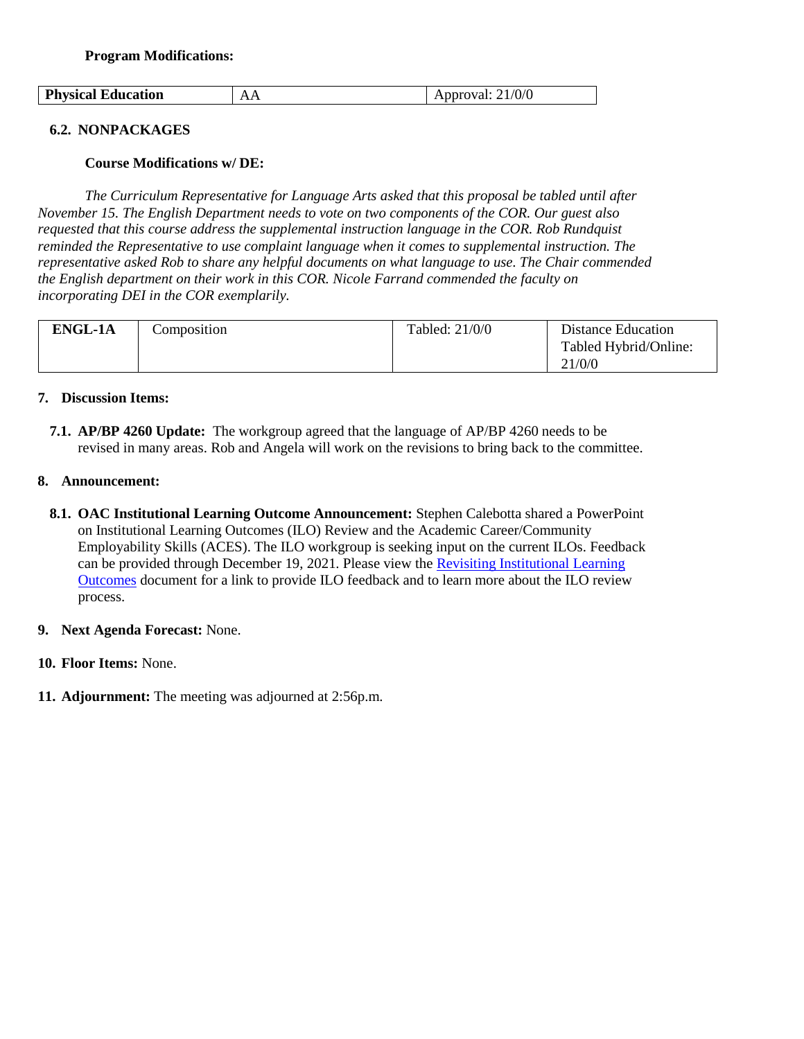**Program Modifications:**

| Physical Education | AA | Approval: 21/0/0 |
|---|---|---|

**6.2. NONPACKAGES**

**Course Modifications w/ DE:**

*The Curriculum Representative for Language Arts asked that this proposal be tabled until after November 15. The English Department needs to vote on two components of the COR. Our guest also requested that this course address the supplemental instruction language in the COR. Rob Rundquist reminded the Representative to use complaint language when it comes to supplemental instruction. The representative asked Rob to share any helpful documents on what language to use. The Chair commended the English department on their work in this COR. Nicole Farrand commended the faculty on incorporating DEI in the COR exemplarily.*

| ENGL-1A | Composition | Tabled: 21/0/0 | Distance Education Tabled Hybrid/Online: 21/0/0 |
|---|---|---|---|

**7. Discussion Items:**

**7.1. AP/BP 4260 Update:** The workgroup agreed that the language of AP/BP 4260 needs to be revised in many areas. Rob and Angela will work on the revisions to bring back to the committee.

**8. Announcement:**

**8.1. OAC Institutional Learning Outcome Announcement:** Stephen Calebotta shared a PowerPoint on Institutional Learning Outcomes (ILO) Review and the Academic Career/Community Employability Skills (ACES). The ILO workgroup is seeking input on the current ILOs. Feedback can be provided through December 19, 2021. Please view the Revisiting Institutional Learning Outcomes document for a link to provide ILO feedback and to learn more about the ILO review process.

**9. Next Agenda Forecast:** None.

**10. Floor Items:** None.

**11. Adjournment:** The meeting was adjourned at 2:56p.m.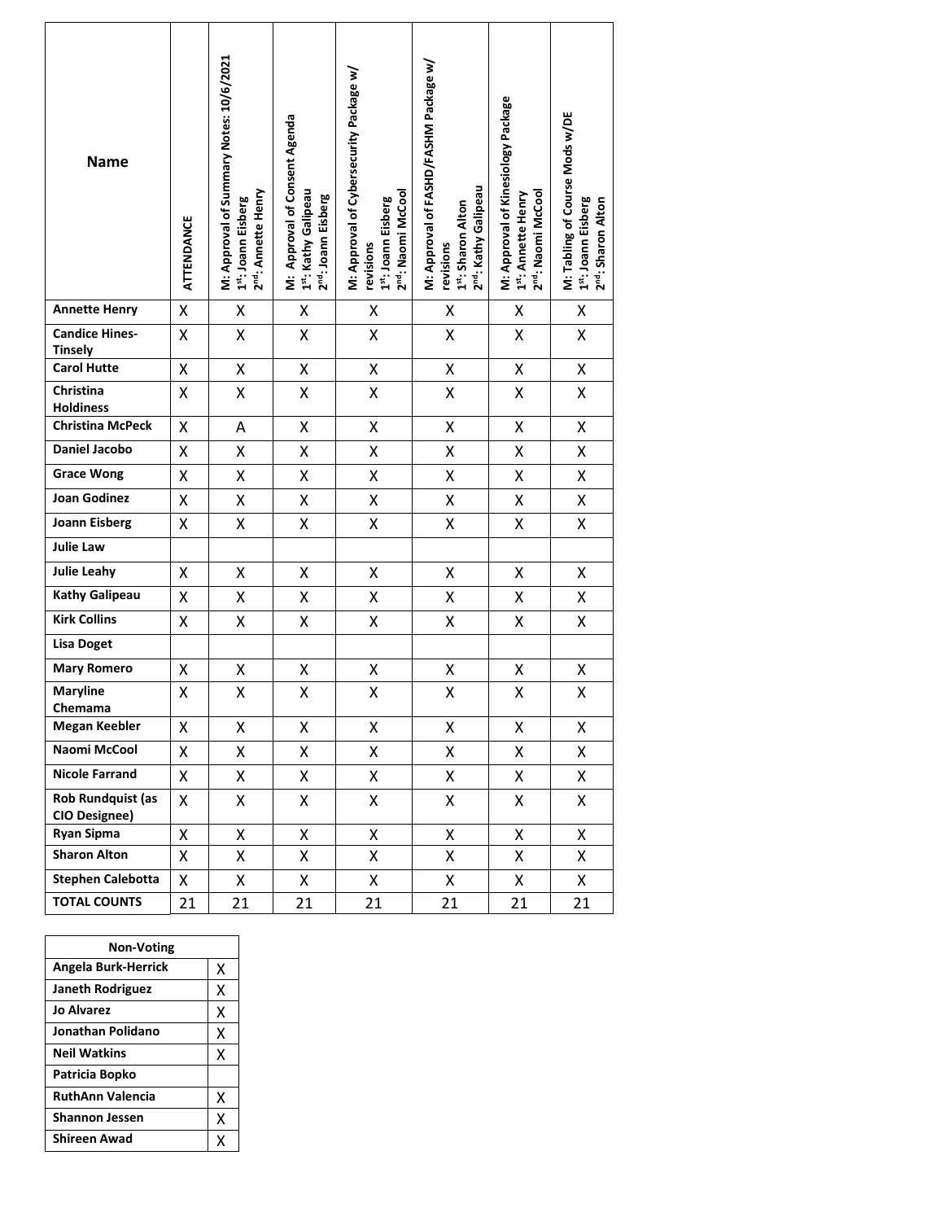| Name | ATTENDANCE | M: Approval of Summary Notes: 10/6/2021 1st: Joann Eisberg 2nd: Annette Henry | M: Approval of Consent Agenda 1st: Kathy Galipeau 2nd: Joann Eisberg | M: Approval of Cybersecurity Package w/ revisions 1st: Joann Eisberg 2nd: Naomi McCool | M: Approval of FASHD/FASHM Package w/ revisions 1st: Sharon Alton 2nd: Kathy Galipeau | M: Approval of Kinesiology Package 1st: Annette Henry 2nd: Naomi McCool | M: Tabling of Course Mods w/DE 1st: Joann Eisberg 2nd: Sharon Alton |
|---|---|---|---|---|---|---|---|
| **Annette Henry** | X | X | X | X | X | X | X |
| **Candice Hines-Tinsely** | X | X | X | X | X | X | X |
| **Carol Hutte** | X | X | X | X | X | X | X |
| **Christina Holdiness** | X | X | X | X | X | X | X |
| **Christina McPeck** | X | A | X | X | X | X | X |
| **Daniel Jacobo** | X | X | X | X | X | X | X |
| **Grace Wong** | X | X | X | X | X | X | X |
| **Joan Godinez** | X | X | X | X | X | X | X |
| **Joann Eisberg** | X | X | X | X | X | X | X |
| **Julie Law** | | | | | | | |
| **Julie Leahy** | X | X | X | X | X | X | X |
| **Kathy Galipeau** | X | X | X | X | X | X | X |
| **Kirk Collins** | X | X | X | X | X | X | X |
| **Lisa Doget** | | | | | | | |
| **Mary Romero** | X | X | X | X | X | X | X |
| **Maryline Chemama** | X | X | X | X | X | X | X |
| **Megan Keebler** | X | X | X | X | X | X | X |
| **Naomi McCool** | X | X | X | X | X | X | X |
| **Nicole Farrand** | X | X | X | X | X | X | X |
| **Rob Rundquist (as CIO Designee)** | X | X | X | X | X | X | X |
| **Ryan Sipma** | X | X | X | X | X | X | X |
| **Sharon Alton** | X | X | X | X | X | X | X |
| **Stephen Calebotta** | X | X | X | X | X | X | X |
| **TOTAL COUNTS** | 21 | 21 | 21 | 21 | 21 | 21 | 21 |

| Non-Voting | |
|---|---|
| **Angela Burk-Herrick** | X |
| **Janeth Rodriguez** | X |
| **Jo Alvarez** | X |
| **Jonathan Polidano** | X |
| **Neil Watkins** | X |
| **Patricia Bopko** | |
| **RuthAnn Valencia** | X |
| **Shannon Jessen** | X |
| **Shireen Awad** | X |